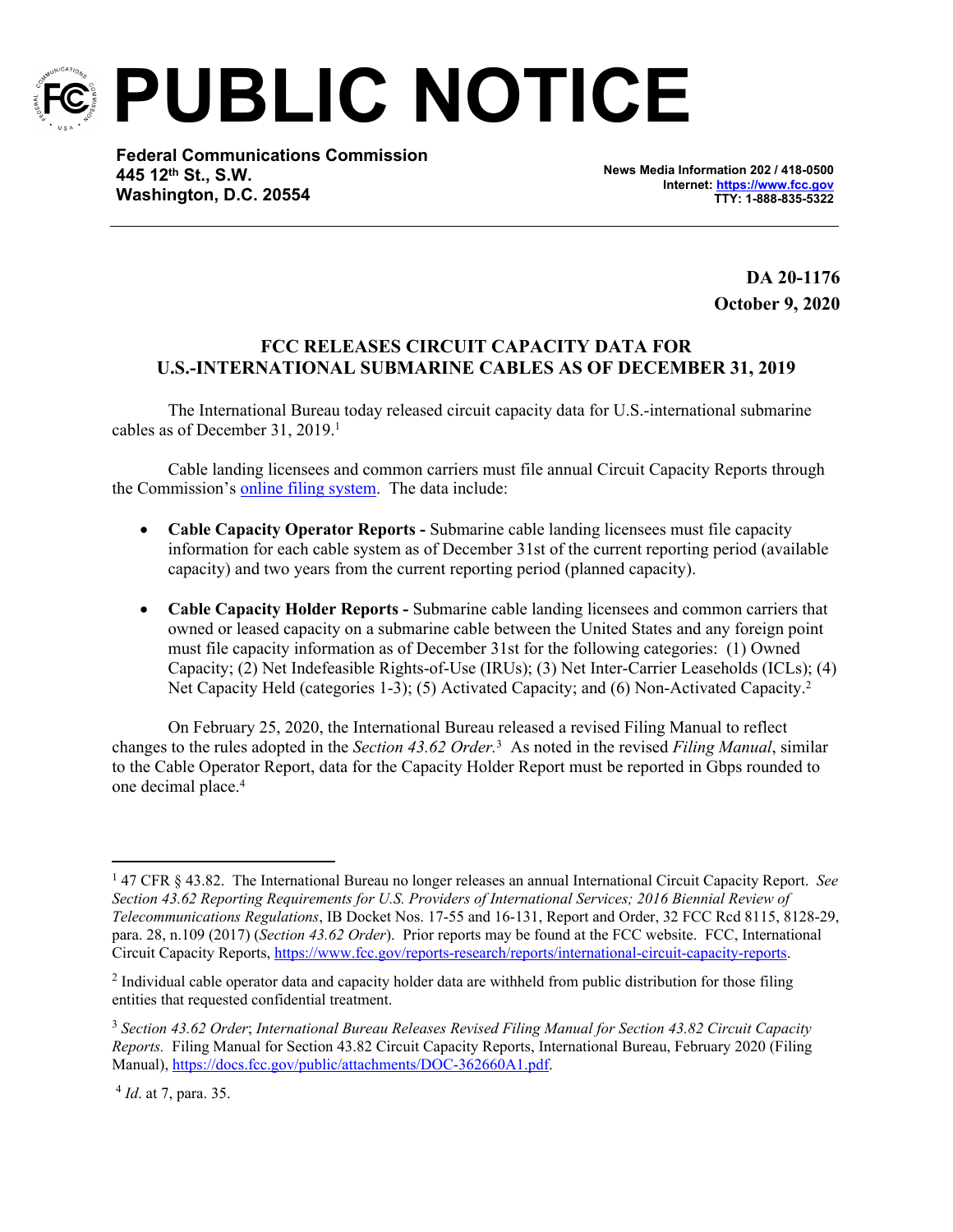# PUBLIC NOTICE

**Federal Communications Commission**
**445 12th St., S.W.**
**Washington, D.C. 20554**

**News Media Information 202 / 418-0500**
**Internet: [https://www.fcc.gov](https://www.fcc.gov)**
**TTY: 1-888-835-5322**

**DA 20-1176**
**October 9, 2020**

## FCC RELEASES CIRCUIT CAPACITY DATA FOR U.S.-INTERNATIONAL SUBMARINE CABLES AS OF DECEMBER 31, 2019

The International Bureau today released circuit capacity data for U.S.-international submarine cables as of December 31, 2019.[1]

Cable landing licensees and common carriers must file annual Circuit Capacity Reports through the Commission's online filing system. The data include:

- **Cable Capacity Operator Reports -** Submarine cable landing licensees must file capacity information for each cable system as of December 31st of the current reporting period (available capacity) and two years from the current reporting period (planned capacity).
- **Cable Capacity Holder Reports -** Submarine cable landing licensees and common carriers that owned or leased capacity on a submarine cable between the United States and any foreign point must file capacity information as of December 31st for the following categories: (1) Owned Capacity; (2) Net Indefeasible Rights-of-Use (IRUs); (3) Net Inter-Carrier Leaseholds (ICLs); (4) Net Capacity Held (categories 1-3); (5) Activated Capacity; and (6) Non-Activated Capacity.[2]

On February 25, 2020, the International Bureau released a revised Filing Manual to reflect changes to the rules adopted in the *Section 43.62 Order*.[3] As noted in the revised *Filing Manual*, similar to the Cable Operator Report, data for the Capacity Holder Report must be reported in Gbps rounded to one decimal place.[4]

---

[1] 47 CFR § 43.82. The International Bureau no longer releases an annual International Circuit Capacity Report. *See Section 43.62 Reporting Requirements for U.S. Providers of International Services; 2016 Biennial Review of Telecommunications Regulations*, IB Docket Nos. 17-55 and 16-131, Report and Order, 32 FCC Rcd 8115, 8128-29, para. 28, n.109 (2017) (*Section 43.62 Order*). Prior reports may be found at the FCC website. FCC, International Circuit Capacity Reports, [https://www.fcc.gov/reports-research/reports/international-circuit-capacity-reports](https://www.fcc.gov/reports-research/reports/international-circuit-capacity-reports).

[2] Individual cable operator data and capacity holder data are withheld from public distribution for those filing entities that requested confidential treatment.

[3] *Section 43.62 Order*; *International Bureau Releases Revised Filing Manual for Section 43.82 Circuit Capacity Reports.* Filing Manual for Section 43.82 Circuit Capacity Reports, International Bureau, February 2020 (Filing Manual), [https://docs.fcc.gov/public/attachments/DOC-362660A1.pdf](https://docs.fcc.gov/public/attachments/DOC-362660A1.pdf).

[4] *Id*. at 7, para. 35.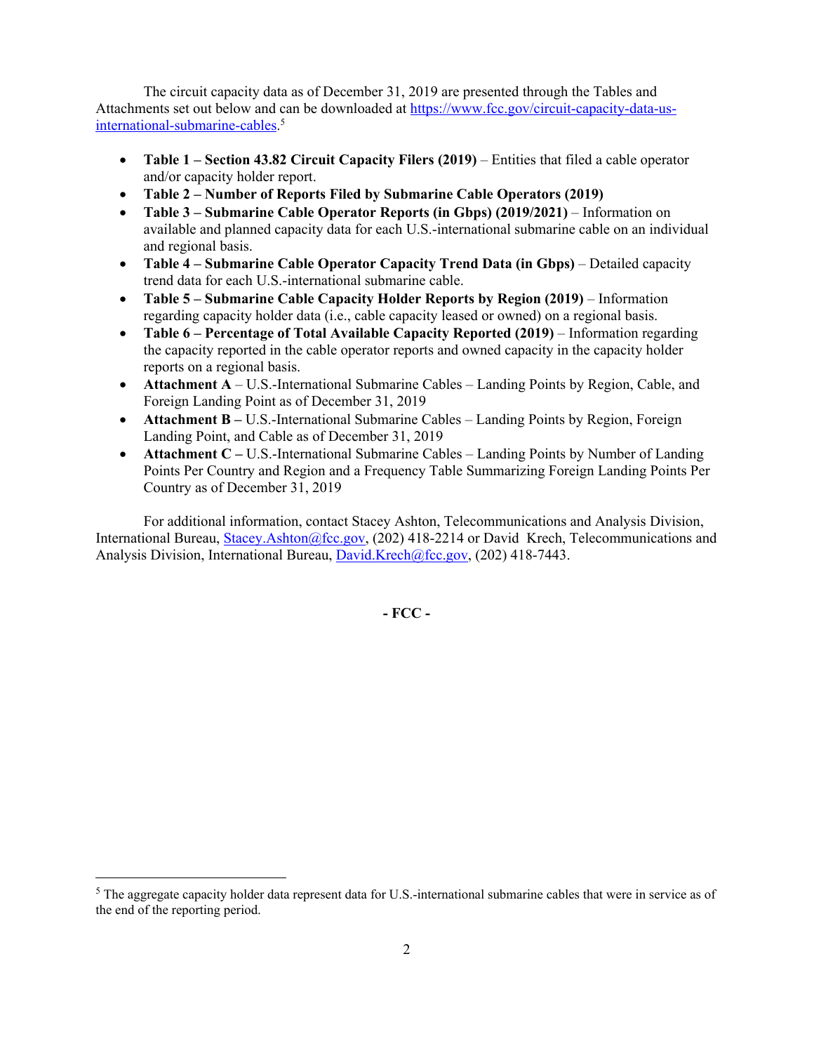The circuit capacity data as of December 31, 2019 are presented through the Tables and Attachments set out below and can be downloaded at https://www.fcc.gov/circuit-capacity-data-us-international-submarine-cables.[5]

- **Table 1 – Section 43.82 Circuit Capacity Filers (2019)** – Entities that filed a cable operator and/or capacity holder report.
- **Table 2 – Number of Reports Filed by Submarine Cable Operators (2019)**
- **Table 3 – Submarine Cable Operator Reports (in Gbps) (2019/2021)** – Information on available and planned capacity data for each U.S.-international submarine cable on an individual and regional basis.
- **Table 4 – Submarine Cable Operator Capacity Trend Data (in Gbps)** – Detailed capacity trend data for each U.S.-international submarine cable.
- **Table 5 – Submarine Cable Capacity Holder Reports by Region (2019)** – Information regarding capacity holder data (i.e., cable capacity leased or owned) on a regional basis.
- **Table 6 – Percentage of Total Available Capacity Reported (2019)** – Information regarding the capacity reported in the cable operator reports and owned capacity in the capacity holder reports on a regional basis.
- **Attachment A** – U.S.-International Submarine Cables – Landing Points by Region, Cable, and Foreign Landing Point as of December 31, 2019
- **Attachment B –** U.S.-International Submarine Cables – Landing Points by Region, Foreign Landing Point, and Cable as of December 31, 2019
- **Attachment C –** U.S.-International Submarine Cables – Landing Points by Number of Landing Points Per Country and Region and a Frequency Table Summarizing Foreign Landing Points Per Country as of December 31, 2019

For additional information, contact Stacey Ashton, Telecommunications and Analysis Division, International Bureau, Stacey.Ashton@fcc.gov, (202) 418-2214 or David Krech, Telecommunications and Analysis Division, International Bureau, David.Krech@fcc.gov, (202) 418-7443.

**- FCC -**

[5] The aggregate capacity holder data represent data for U.S.-international submarine cables that were in service as of the end of the reporting period.